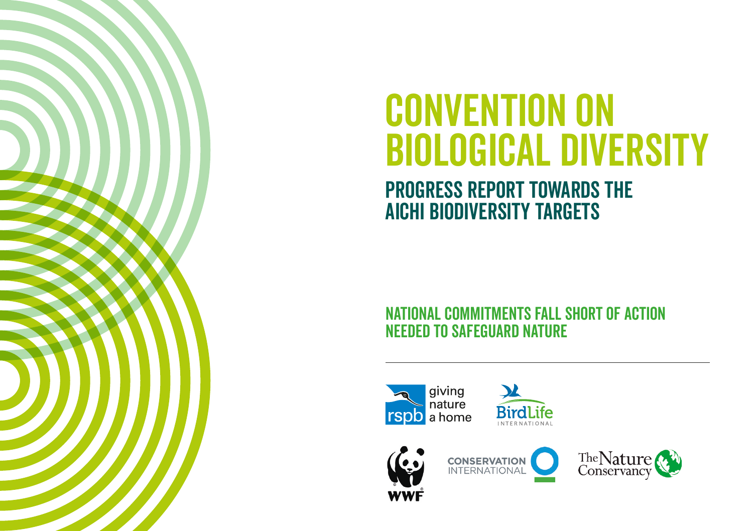# CONVENTION ON BIOLOGICAL DIVERSITY

## PROGRESS REPORT TOWARDS THE AICHI BIODIVERSITY TARGETS

### NATIONAL COMMITMENTS FALL SHORT OF ACTION NEEDED TO SAFEGUARD NATURE

rspb giving nature a home

BirdLife INTERNATIONAL

WWF

CONSERVATION INTERNATIONAL

The Nature Conservancy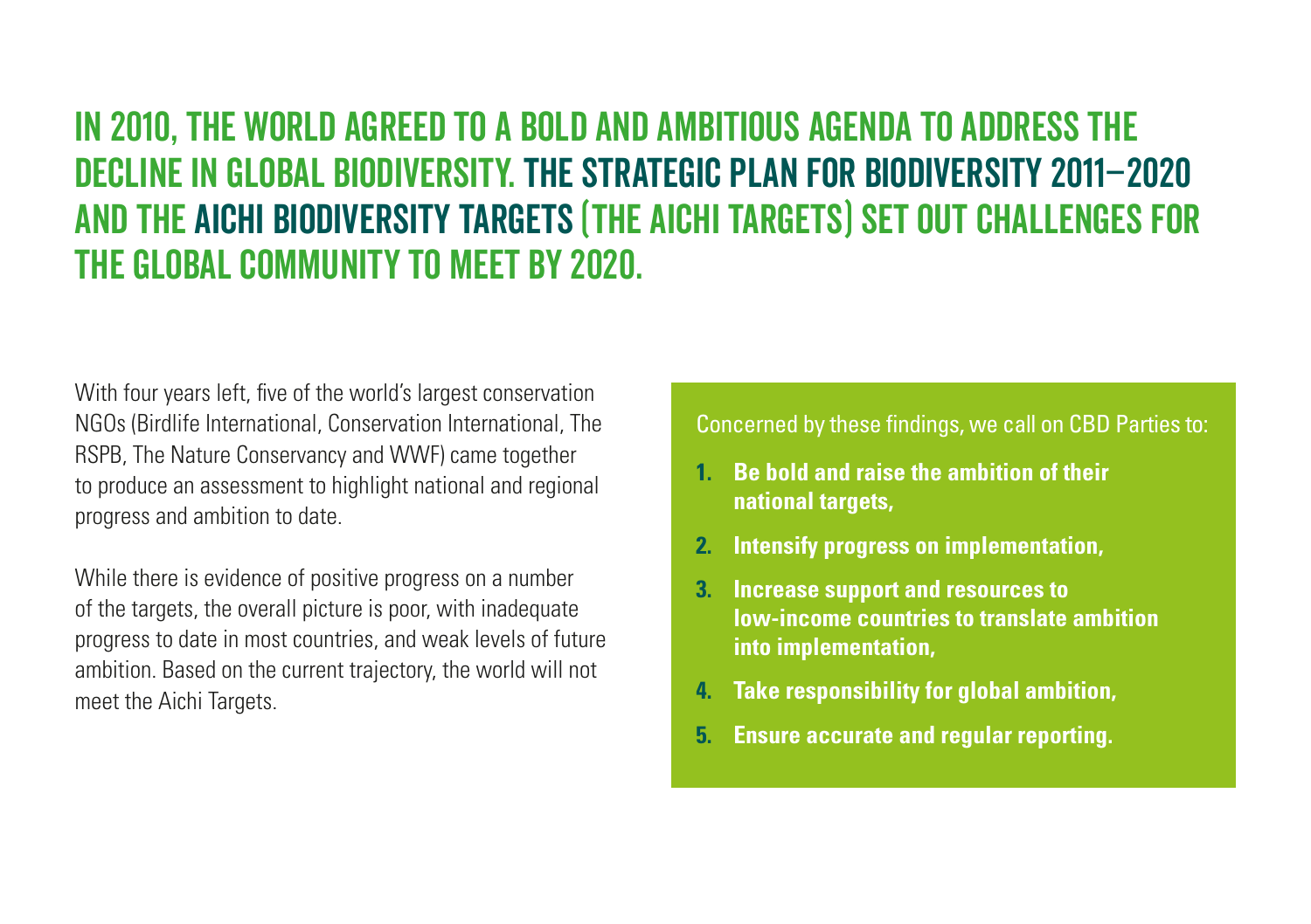# IN 2010, THE WORLD AGREED TO A BOLD AND AMBITIOUS AGENDA TO ADDRESS THE DECLINE IN GLOBAL BIODIVERSITY. THE STRATEGIC PLAN FOR BIODIVERSITY 2011–2020 AND THE AICHI BIODIVERSITY TARGETS (THE AICHI TARGETS) SET OUT CHALLENGES FOR THE GLOBAL COMMUNITY TO MEET BY 2020.

With four years left, five of the world's largest conservation NGOs (Birdlife International, Conservation International, The RSPB, The Nature Conservancy and WWF) came together to produce an assessment to highlight national and regional progress and ambition to date.

While there is evidence of positive progress on a number of the targets, the overall picture is poor, with inadequate progress to date in most countries, and weak levels of future ambition. Based on the current trajectory, the world will not meet the Aichi Targets.

Concerned by these findings, we call on CBD Parties to:

1. **Be bold and raise the ambition of their national targets,**
2. **Intensify progress on implementation,**
3. **Increase support and resources to low-income countries to translate ambition into implementation,**
4. **Take responsibility for global ambition,**
5. **Ensure accurate and regular reporting.**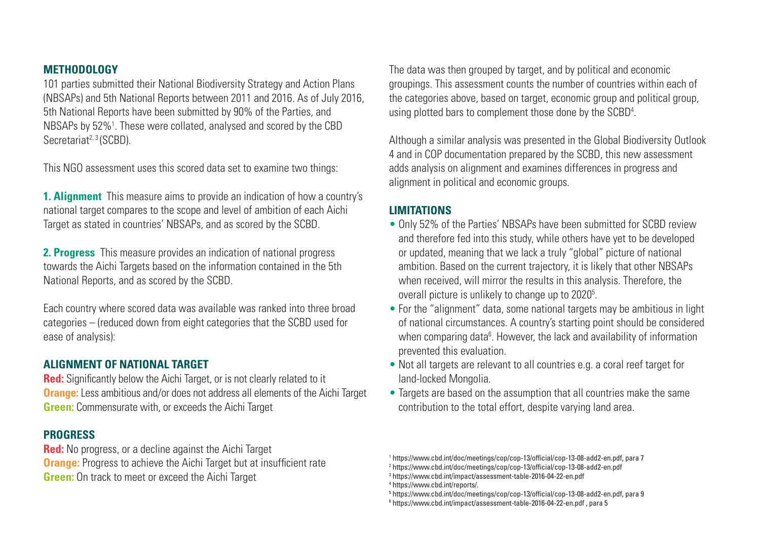## METHODOLOGY

101 parties submitted their National Biodiversity Strategy and Action Plans (NBSAPs) and 5th National Reports between 2011 and 2016. As of July 2016, 5th National Reports have been submitted by 90% of the Parties, and NBSAPs by 52%[1]. These were collated, analysed and scored by the CBD Secretariat[2, 3] (SCBD).

This NGO assessment uses this scored data set to examine two things:

**1. Alignment** This measure aims to provide an indication of how a country's national target compares to the scope and level of ambition of each Aichi Target as stated in countries' NBSAPs, and as scored by the SCBD.

**2. Progress** This measure provides an indication of national progress towards the Aichi Targets based on the information contained in the 5th National Reports, and as scored by the SCBD.

Each country where scored data was available was ranked into three broad categories – (reduced down from eight categories that the SCBD used for ease of analysis):

### ALIGNMENT OF NATIONAL TARGET

**Red:** Significantly below the Aichi Target, or is not clearly related to it
**Orange:** Less ambitious and/or does not address all elements of the Aichi Target
**Green:** Commensurate with, or exceeds the Aichi Target

### PROGRESS

**Red:** No progress, or a decline against the Aichi Target
**Orange:** Progress to achieve the Aichi Target but at insufficient rate
**Green:** On track to meet or exceed the Aichi Target

The data was then grouped by target, and by political and economic groupings. This assessment counts the number of countries within each of the categories above, based on target, economic group and political group, using plotted bars to complement those done by the SCBD[4].

Although a similar analysis was presented in the Global Biodiversity Outlook 4 and in COP documentation prepared by the SCBD, this new assessment adds analysis on alignment and examines differences in progress and alignment in political and economic groups.

## LIMITATIONS

- Only 52% of the Parties' NBSAPs have been submitted for SCBD review and therefore fed into this study, while others have yet to be developed or updated, meaning that we lack a truly "global" picture of national ambition. Based on the current trajectory, it is likely that other NBSAPs when received, will mirror the results in this analysis. Therefore, the overall picture is unlikely to change up to 2020[5].
- For the "alignment" data, some national targets may be ambitious in light of national circumstances. A country's starting point should be considered when comparing data[6]. However, the lack and availability of information prevented this evaluation.
- Not all targets are relevant to all countries e.g. a coral reef target for land-locked Mongolia.
- Targets are based on the assumption that all countries make the same contribution to the total effort, despite varying land area.

[1] https://www.cbd.int/doc/meetings/cop/cop-13/official/cop-13-08-add2-en.pdf, para 7
[2] https://www.cbd.int/doc/meetings/cop/cop-13/official/cop-13-08-add2-en.pdf
[3] https://www.cbd.int/impact/assessment-table-2016-04-22-en.pdf
[4] https://www.cbd.int/reports/.
[5] https://www.cbd.int/doc/meetings/cop/cop-13/official/cop-13-08-add2-en.pdf, para 9
[6] https://www.cbd.int/impact/assessment-table-2016-04-22-en.pdf , para 5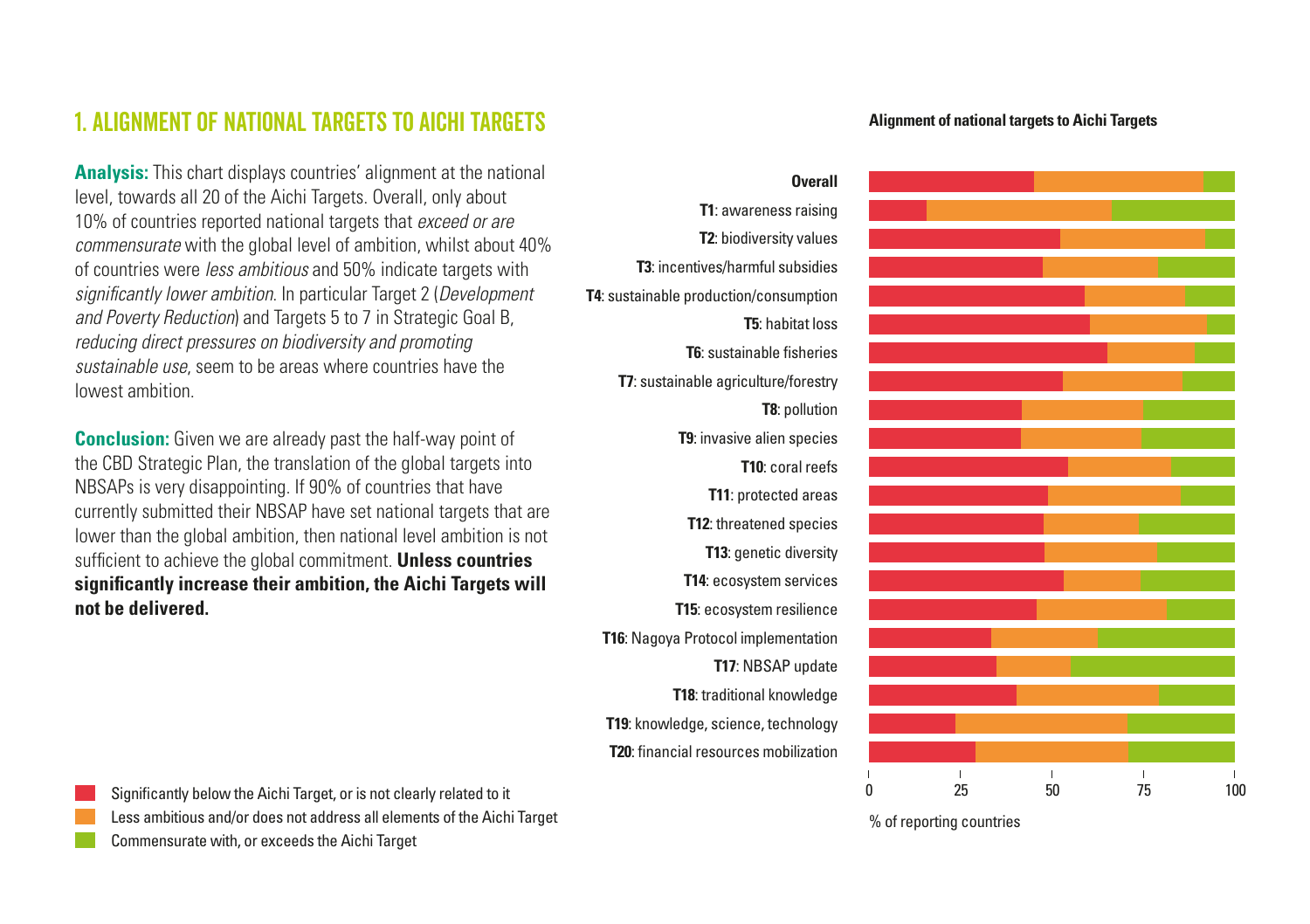## 1. ALIGNMENT OF NATIONAL TARGETS TO AICHI TARGETS

**Analysis:** This chart displays countries' alignment at the national level, towards all 20 of the Aichi Targets. Overall, only about 10% of countries reported national targets that *exceed or are commensurate* with the global level of ambition, whilst about 40% of countries were *less ambitious* and 50% indicate targets with *significantly lower ambition*. In particular Target 2 (*Development and Poverty Reduction*) and Targets 5 to 7 in Strategic Goal B, *reducing direct pressures on biodiversity and promoting sustainable use*, seem to be areas where countries have the lowest ambition.

**Conclusion:** Given we are already past the half-way point of the CBD Strategic Plan, the translation of the global targets into NBSAPs is very disappointing. If 90% of countries that have currently submitted their NBSAP have set national targets that are lower than the global ambition, then national level ambition is not sufficient to achieve the global commitment. **Unless countries significantly increase their ambition, the Aichi Targets will not be delivered.**

**Alignment of national targets to Aichi Targets**

- **Overall**
- **T1**: awareness raising
- **T2**: biodiversity values
- **T3**: incentives/harmful subsidies
- **T4**: sustainable production/consumption
- **T5**: habitat loss
- **T6**: sustainable fisheries
- **T7**: sustainable agriculture/forestry
- **T8**: pollution
- **T9**: invasive alien species
- **T10**: coral reefs
- **T11**: protected areas
- **T12**: threatened species
- **T13**: genetic diversity
- **T14**: ecosystem services
- **T15**: ecosystem resilience
- **T16**: Nagoya Protocol implementation
- **T17**: NBSAP update
- **T18**: traditional knowledge
- **T19**: knowledge, science, technology
- **T20**: financial resources mobilization

0 25 50 75 100

% of reporting countries

- Significantly below the Aichi Target, or is not clearly related to it
- Less ambitious and/or does not address all elements of the Aichi Target
- Commensurate with, or exceeds the Aichi Target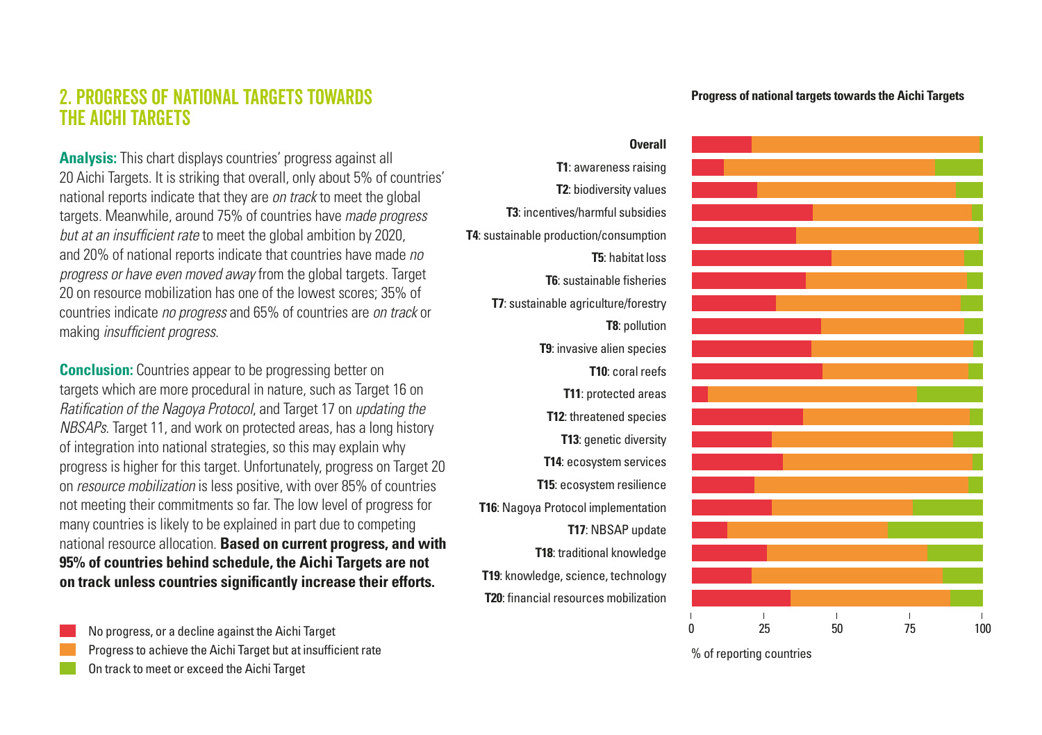## 2. PROGRESS OF NATIONAL TARGETS TOWARDS THE AICHI TARGETS

**Analysis:** This chart displays countries' progress against all 20 Aichi Targets. It is striking that overall, only about 5% of countries' national reports indicate that they are *on track* to meet the global targets. Meanwhile, around 75% of countries have *made progress but at an insufficient rate* to meet the global ambition by 2020, and 20% of national reports indicate that countries have made *no progress or have even moved away* from the global targets. Target 20 on resource mobilization has one of the lowest scores; 35% of countries indicate *no progress* and 65% of countries are *on track* or making *insufficient progress*.

**Conclusion:** Countries appear to be progressing better on targets which are more procedural in nature, such as Target 16 on *Ratification of the Nagoya Protocol*, and Target 17 on *updating the NBSAPs*. Target 11, and work on protected areas, has a long history of integration into national strategies, so this may explain why progress is higher for this target. Unfortunately, progress on Target 20 on *resource mobilization* is less positive, with over 85% of countries not meeting their commitments so far. The low level of progress for many countries is likely to be explained in part due to competing national resource allocation. **Based on current progress, and with 95% of countries behind schedule, the Aichi Targets are not on track unless countries significantly increase their efforts.**

- No progress, or a decline against the Aichi Target
- Progress to achieve the Aichi Target but at insufficient rate
- On track to meet or exceed the Aichi Target

**Progress of national targets towards the Aichi Targets**

- **Overall**
- **T1**: awareness raising
- **T2**: biodiversity values
- **T3**: incentives/harmful subsidies
- **T4**: sustainable production/consumption
- **T5**: habitat loss
- **T6**: sustainable fisheries
- **T7**: sustainable agriculture/forestry
- **T8**: pollution
- **T9**: invasive alien species
- **T10**: coral reefs
- **T11**: protected areas
- **T12**: threatened species
- **T13**: genetic diversity
- **T14**: ecosystem services
- **T15**: ecosystem resilience
- **T16**: Nagoya Protocol implementation
- **T17**: NBSAP update
- **T18**: traditional knowledge
- **T19**: knowledge, science, technology
- **T20**: financial resources mobilization

0 25 50 75 100

% of reporting countries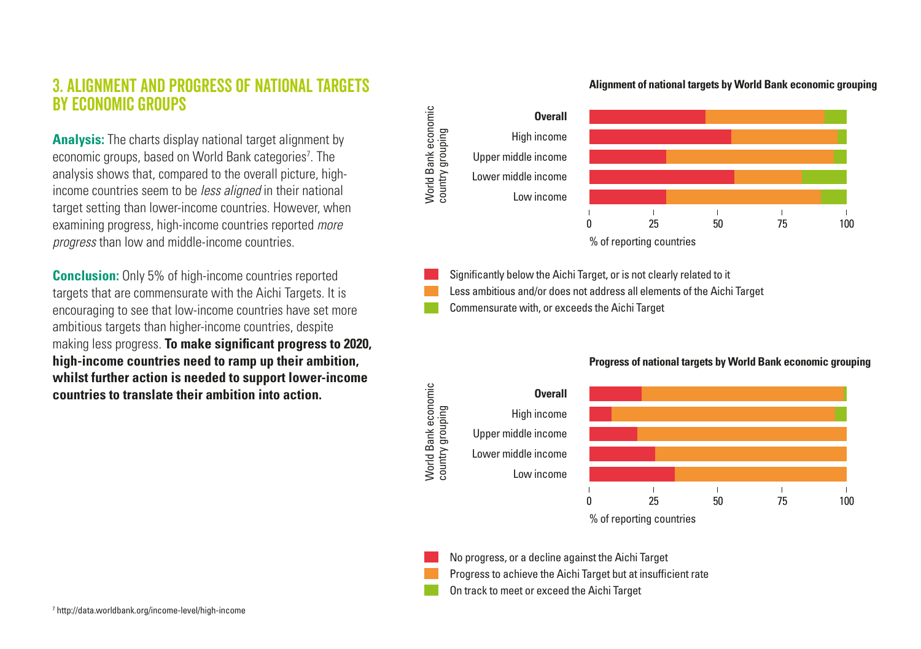## 3. ALIGNMENT AND PROGRESS OF NATIONAL TARGETS BY ECONOMIC GROUPS

**Analysis:** The charts display national target alignment by economic groups, based on World Bank categories[7]. The analysis shows that, compared to the overall picture, high-income countries seem to be *less aligned* in their national target setting than lower-income countries. However, when examining progress, high-income countries reported *more progress* than low and middle-income countries.

**Conclusion:** Only 5% of high-income countries reported targets that are commensurate with the Aichi Targets. It is encouraging to see that low-income countries have set more ambitious targets than higher-income countries, despite making less progress. **To make significant progress to 2020, high-income countries need to ramp up their ambition, whilst further action is needed to support lower-income countries to translate their ambition into action.**

**Alignment of national targets by World Bank economic grouping**

World Bank economic country grouping: Overall, High income, Upper middle income, Lower middle income, Low income

0 25 50 75 100

% of reporting countries

- Significantly below the Aichi Target, or is not clearly related to it
- Less ambitious and/or does not address all elements of the Aichi Target
- Commensurate with, or exceeds the Aichi Target

**Progress of national targets by World Bank economic grouping**

World Bank economic country grouping: Overall, High income, Upper middle income, Lower middle income, Low income

0 25 50 75 100

% of reporting countries

- No progress, or a decline against the Aichi Target
- Progress to achieve the Aichi Target but at insufficient rate
- On track to meet or exceed the Aichi Target

[7] http://data.worldbank.org/income-level/high-income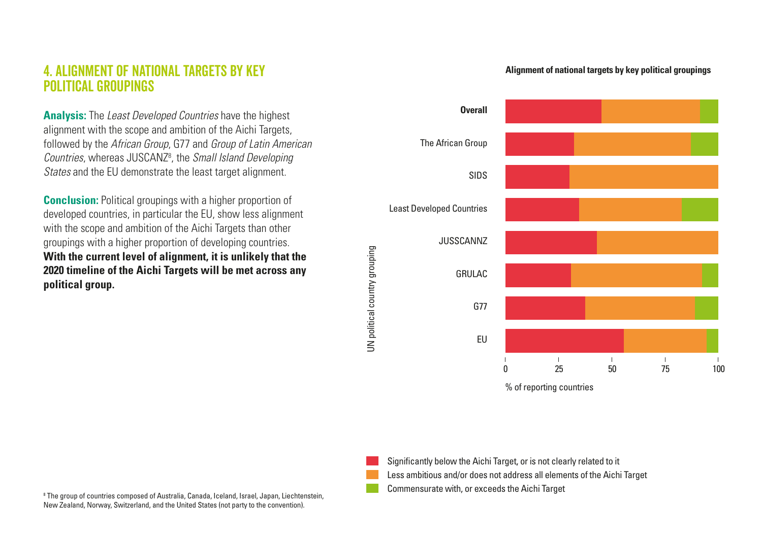## 4. ALIGNMENT OF NATIONAL TARGETS BY KEY POLITICAL GROUPINGS

**Analysis:** The *Least Developed Countries* have the highest alignment with the scope and ambition of the Aichi Targets, followed by the *African Group*, G77 and *Group of Latin American Countries*, whereas JUSCANZ[8], the *Small Island Developing States* and the EU demonstrate the least target alignment.

**Conclusion:** Political groupings with a higher proportion of developed countries, in particular the EU, show less alignment with the scope and ambition of the Aichi Targets than other groupings with a higher proportion of developing countries. **With the current level of alignment, it is unlikely that the 2020 timeline of the Aichi Targets will be met across any political group.**

**Alignment of national targets by key political groupings**

UN political country grouping: Overall, The African Group, SIDS, Least Developed Countries, JUSSCANNZ, GRULAC, G77, EU

% of reporting countries: 0, 25, 50, 75, 100

- Significantly below the Aichi Target, or is not clearly related to it
- Less ambitious and/or does not address all elements of the Aichi Target
- Commensurate with, or exceeds the Aichi Target

[8] The group of countries composed of Australia, Canada, Iceland, Israel, Japan, Liechtenstein, New Zealand, Norway, Switzerland, and the United States (not party to the convention).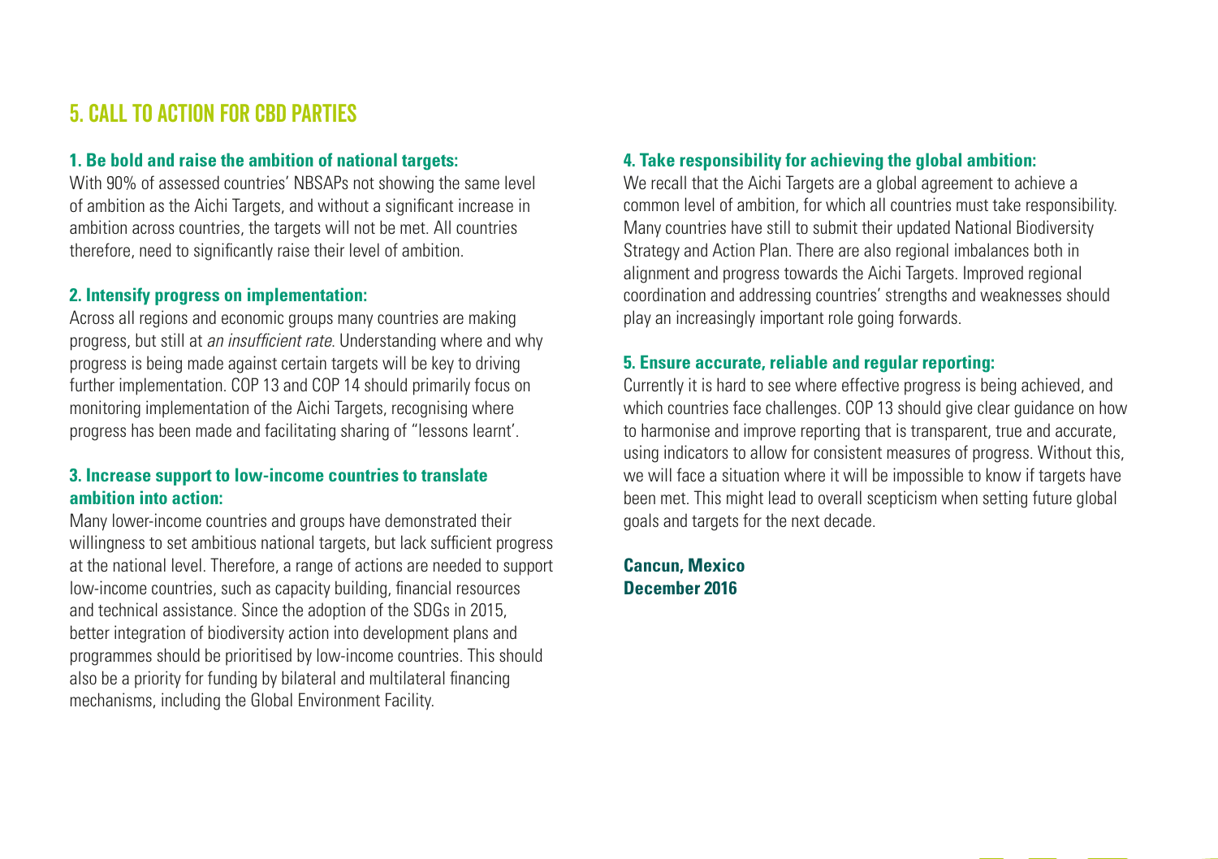## 5. CALL TO ACTION FOR CBD PARTIES

**1. Be bold and raise the ambition of national targets:**
With 90% of assessed countries' NBSAPs not showing the same level of ambition as the Aichi Targets, and without a significant increase in ambition across countries, the targets will not be met. All countries therefore, need to significantly raise their level of ambition.

**2. Intensify progress on implementation:**
Across all regions and economic groups many countries are making progress, but still at *an insufficient rate*. Understanding where and why progress is being made against certain targets will be key to driving further implementation. COP 13 and COP 14 should primarily focus on monitoring implementation of the Aichi Targets, recognising where progress has been made and facilitating sharing of "lessons learnt'.

**3. Increase support to low-income countries to translate ambition into action:**
Many lower-income countries and groups have demonstrated their willingness to set ambitious national targets, but lack sufficient progress at the national level. Therefore, a range of actions are needed to support low-income countries, such as capacity building, financial resources and technical assistance. Since the adoption of the SDGs in 2015, better integration of biodiversity action into development plans and programmes should be prioritised by low-income countries. This should also be a priority for funding by bilateral and multilateral financing mechanisms, including the Global Environment Facility.

**4. Take responsibility for achieving the global ambition:**
We recall that the Aichi Targets are a global agreement to achieve a common level of ambition, for which all countries must take responsibility. Many countries have still to submit their updated National Biodiversity Strategy and Action Plan. There are also regional imbalances both in alignment and progress towards the Aichi Targets. Improved regional coordination and addressing countries' strengths and weaknesses should play an increasingly important role going forwards.

**5. Ensure accurate, reliable and regular reporting:**
Currently it is hard to see where effective progress is being achieved, and which countries face challenges. COP 13 should give clear guidance on how to harmonise and improve reporting that is transparent, true and accurate, using indicators to allow for consistent measures of progress. Without this, we will face a situation where it will be impossible to know if targets have been met. This might lead to overall scepticism when setting future global goals and targets for the next decade.

**Cancun, Mexico**
**December 2016**